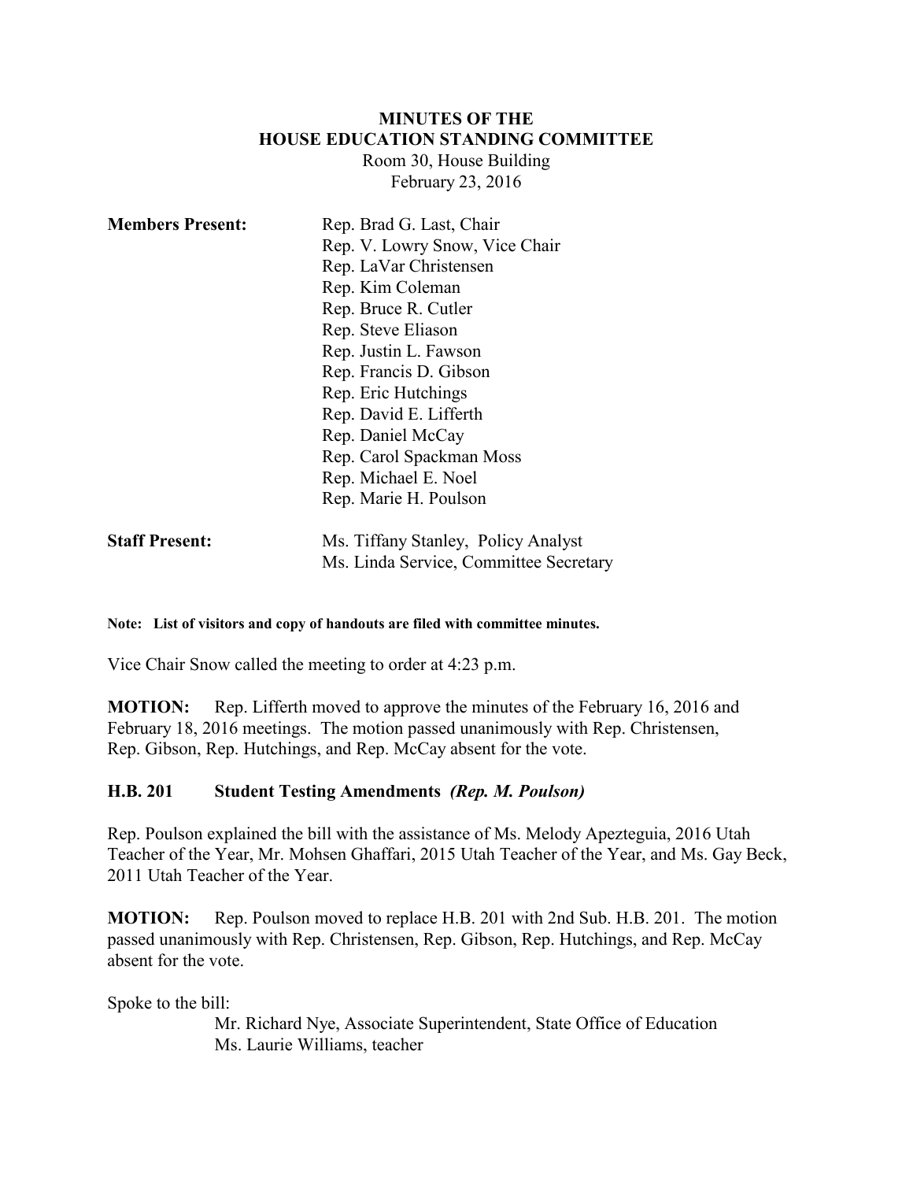# MINUTES OF THE
# HOUSE EDUCATION STANDING COMMITTEE

Room 30, House Building
February 23, 2016

**Members Present:**
Rep. Brad G. Last, Chair
Rep. V. Lowry Snow, Vice Chair
Rep. LaVar Christensen
Rep. Kim Coleman
Rep. Bruce R. Cutler
Rep. Steve Eliason
Rep. Justin L. Fawson
Rep. Francis D. Gibson
Rep. Eric Hutchings
Rep. David E. Lifferth
Rep. Daniel McCay
Rep. Carol Spackman Moss
Rep. Michael E. Noel
Rep. Marie H. Poulson

**Staff Present:**
Ms. Tiffany Stanley, Policy Analyst
Ms. Linda Service, Committee Secretary

**Note: List of visitors and copy of handouts are filed with committee minutes.**

Vice Chair Snow called the meeting to order at 4:23 p.m.

**MOTION:** Rep. Lifferth moved to approve the minutes of the February 16, 2016 and February 18, 2016 meetings. The motion passed unanimously with Rep. Christensen, Rep. Gibson, Rep. Hutchings, and Rep. McCay absent for the vote.

**H.B. 201 Student Testing Amendments** ***(Rep. M. Poulson)***

Rep. Poulson explained the bill with the assistance of Ms. Melody Apezteguia, 2016 Utah Teacher of the Year, Mr. Mohsen Ghaffari, 2015 Utah Teacher of the Year, and Ms. Gay Beck, 2011 Utah Teacher of the Year.

**MOTION:** Rep. Poulson moved to replace H.B. 201 with 2nd Sub. H.B. 201. The motion passed unanimously with Rep. Christensen, Rep. Gibson, Rep. Hutchings, and Rep. McCay absent for the vote.

Spoke to the bill:
Mr. Richard Nye, Associate Superintendent, State Office of Education
Ms. Laurie Williams, teacher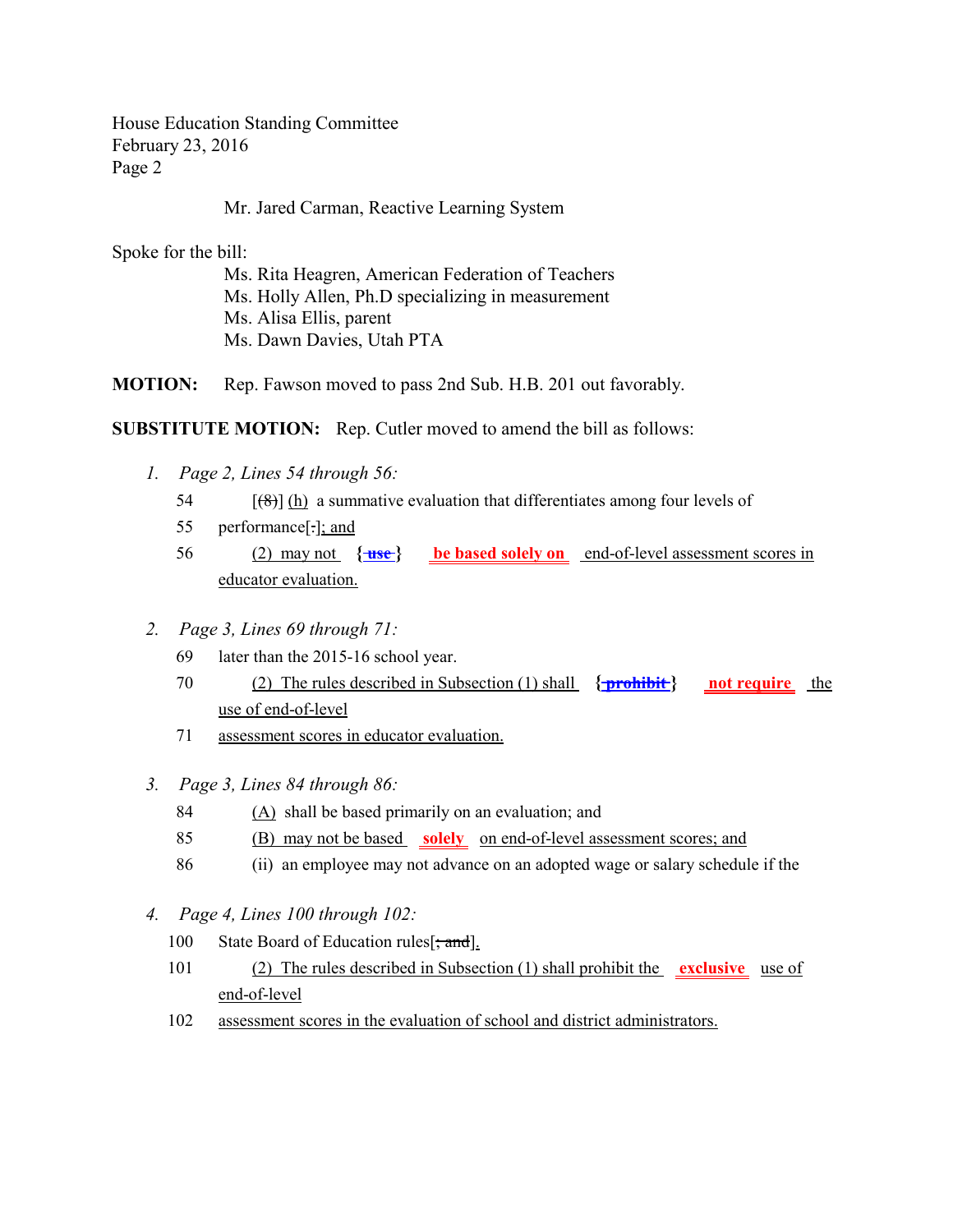Mr. Jared Carman, Reactive Learning System

Spoke for the bill:

Ms. Rita Heagren, American Federation of Teachers
Ms. Holly Allen, Ph.D specializing in measurement
Ms. Alisa Ellis, parent
Ms. Dawn Davies, Utah PTA

**MOTION:** Rep. Fawson moved to pass 2nd Sub. H.B. 201 out favorably.

**SUBSTITUTE MOTION:** Rep. Cutler moved to amend the bill as follows:

1. *Page 2, Lines 54 through 56:*

 54 [~~(8)~~] (h) a summative evaluation that differentiates among four levels of

 55 performance[~~.~~]; and

 56 (2) may not {~~use~~} **be based solely on** end-of-level assessment scores in educator evaluation.

2. *Page 3, Lines 69 through 71:*

 69 later than the 2015-16 school year.

 70 (2) The rules described in Subsection (1) shall {~~prohibit~~} **not require** the use of end-of-level

 71 assessment scores in educator evaluation.

3. *Page 3, Lines 84 through 86:*

 84 (A) shall be based primarily on an evaluation; and

 85 (B) may not be based **solely** on end-of-level assessment scores; and

 86 (ii) an employee may not advance on an adopted wage or salary schedule if the

4. *Page 4, Lines 100 through 102:*

 100 State Board of Education rules[~~; and~~].

 101 (2) The rules described in Subsection (1) shall prohibit the **exclusive** use of end-of-level

 102 assessment scores in the evaluation of school and district administrators.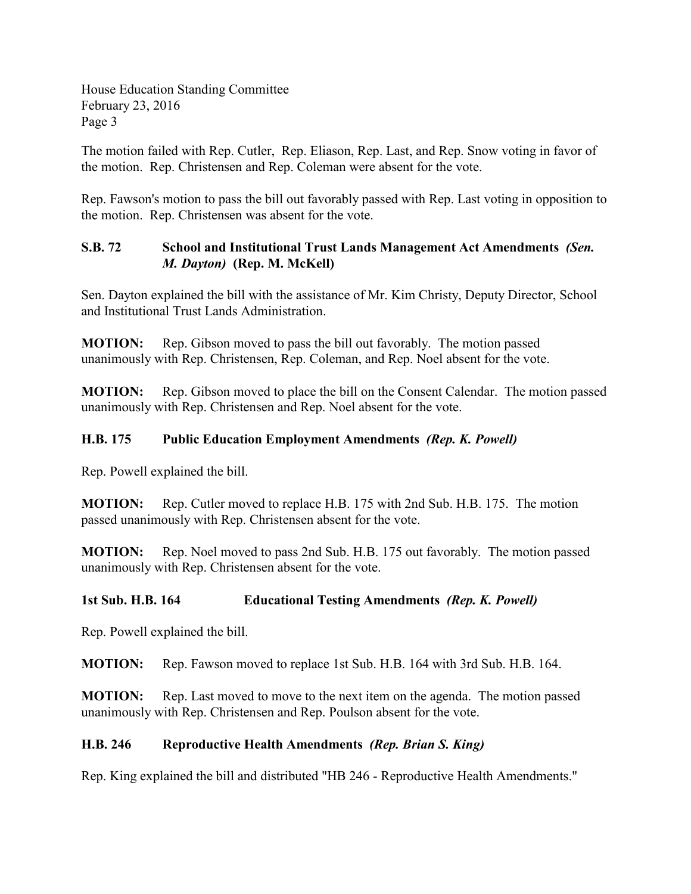The motion failed with Rep. Cutler, Rep. Eliason, Rep. Last, and Rep. Snow voting in favor of the motion. Rep. Christensen and Rep. Coleman were absent for the vote.

Rep. Fawson's motion to pass the bill out favorably passed with Rep. Last voting in opposition to the motion. Rep. Christensen was absent for the vote.

**S.B. 72 School and Institutional Trust Lands Management Act Amendments** ***(Sen. M. Dayton)*** **(Rep. M. McKell)**

Sen. Dayton explained the bill with the assistance of Mr. Kim Christy, Deputy Director, School and Institutional Trust Lands Administration.

**MOTION:** Rep. Gibson moved to pass the bill out favorably. The motion passed unanimously with Rep. Christensen, Rep. Coleman, and Rep. Noel absent for the vote.

**MOTION:** Rep. Gibson moved to place the bill on the Consent Calendar. The motion passed unanimously with Rep. Christensen and Rep. Noel absent for the vote.

**H.B. 175 Public Education Employment Amendments** ***(Rep. K. Powell)***

Rep. Powell explained the bill.

**MOTION:** Rep. Cutler moved to replace H.B. 175 with 2nd Sub. H.B. 175. The motion passed unanimously with Rep. Christensen absent for the vote.

**MOTION:** Rep. Noel moved to pass 2nd Sub. H.B. 175 out favorably. The motion passed unanimously with Rep. Christensen absent for the vote.

**1st Sub. H.B. 164 Educational Testing Amendments** ***(Rep. K. Powell)***

Rep. Powell explained the bill.

**MOTION:** Rep. Fawson moved to replace 1st Sub. H.B. 164 with 3rd Sub. H.B. 164.

**MOTION:** Rep. Last moved to move to the next item on the agenda. The motion passed unanimously with Rep. Christensen and Rep. Poulson absent for the vote.

**H.B. 246 Reproductive Health Amendments** ***(Rep. Brian S. King)***

Rep. King explained the bill and distributed "HB 246 - Reproductive Health Amendments."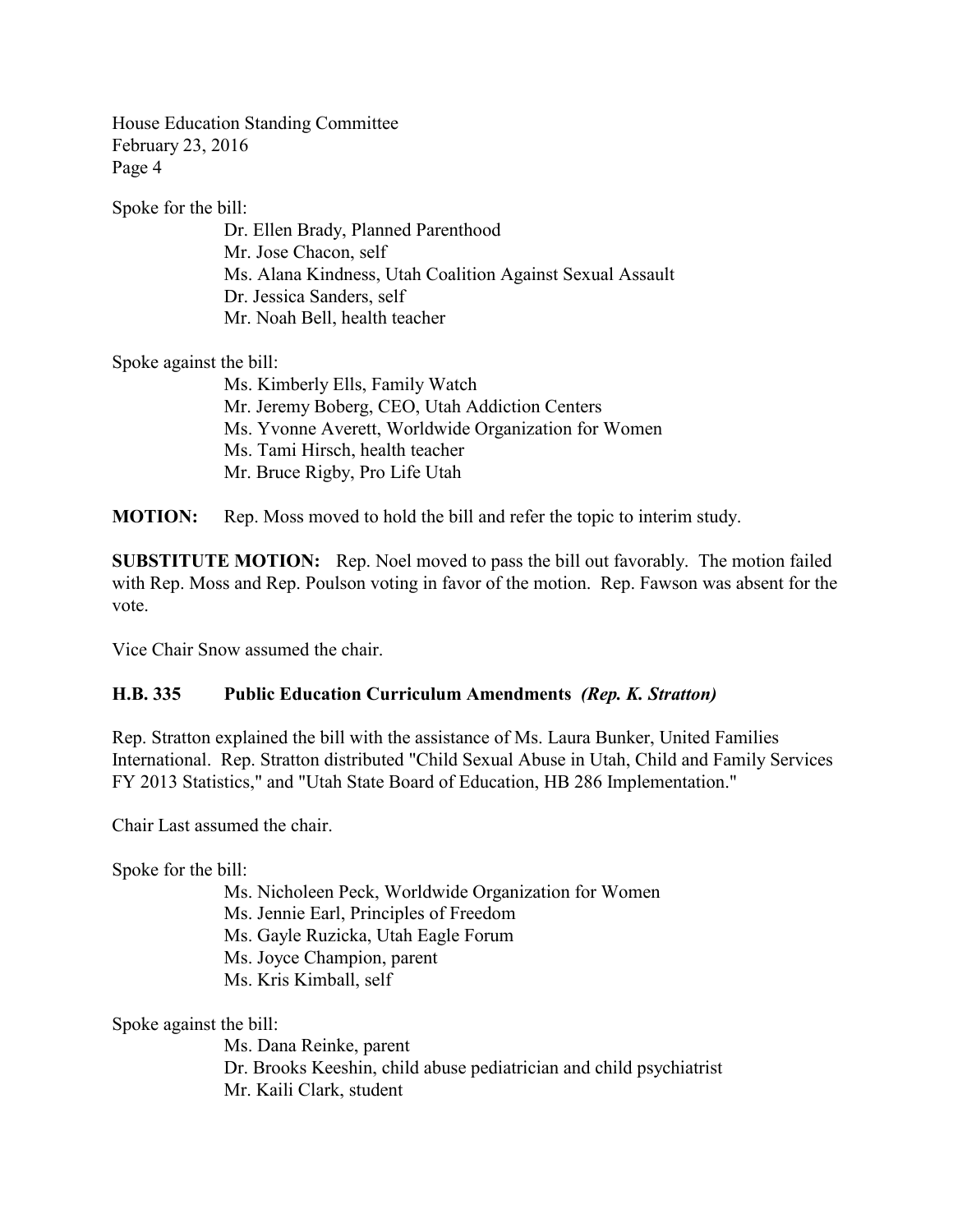Spoke for the bill:

- Dr. Ellen Brady, Planned Parenthood
- Mr. Jose Chacon, self
- Ms. Alana Kindness, Utah Coalition Against Sexual Assault
- Dr. Jessica Sanders, self
- Mr. Noah Bell, health teacher

Spoke against the bill:

- Ms. Kimberly Ells, Family Watch
- Mr. Jeremy Boberg, CEO, Utah Addiction Centers
- Ms. Yvonne Averett, Worldwide Organization for Women
- Ms. Tami Hirsch, health teacher
- Mr. Bruce Rigby, Pro Life Utah

**MOTION:** Rep. Moss moved to hold the bill and refer the topic to interim study.

**SUBSTITUTE MOTION:** Rep. Noel moved to pass the bill out favorably. The motion failed with Rep. Moss and Rep. Poulson voting in favor of the motion. Rep. Fawson was absent for the vote.

Vice Chair Snow assumed the chair.

**H.B. 335 Public Education Curriculum Amendments** ***(Rep. K. Stratton)***

Rep. Stratton explained the bill with the assistance of Ms. Laura Bunker, United Families International. Rep. Stratton distributed "Child Sexual Abuse in Utah, Child and Family Services FY 2013 Statistics," and "Utah State Board of Education, HB 286 Implementation."

Chair Last assumed the chair.

Spoke for the bill:

- Ms. Nicholeen Peck, Worldwide Organization for Women
- Ms. Jennie Earl, Principles of Freedom
- Ms. Gayle Ruzicka, Utah Eagle Forum
- Ms. Joyce Champion, parent
- Ms. Kris Kimball, self

Spoke against the bill:

- Ms. Dana Reinke, parent
- Dr. Brooks Keeshin, child abuse pediatrician and child psychiatrist
- Mr. Kaili Clark, student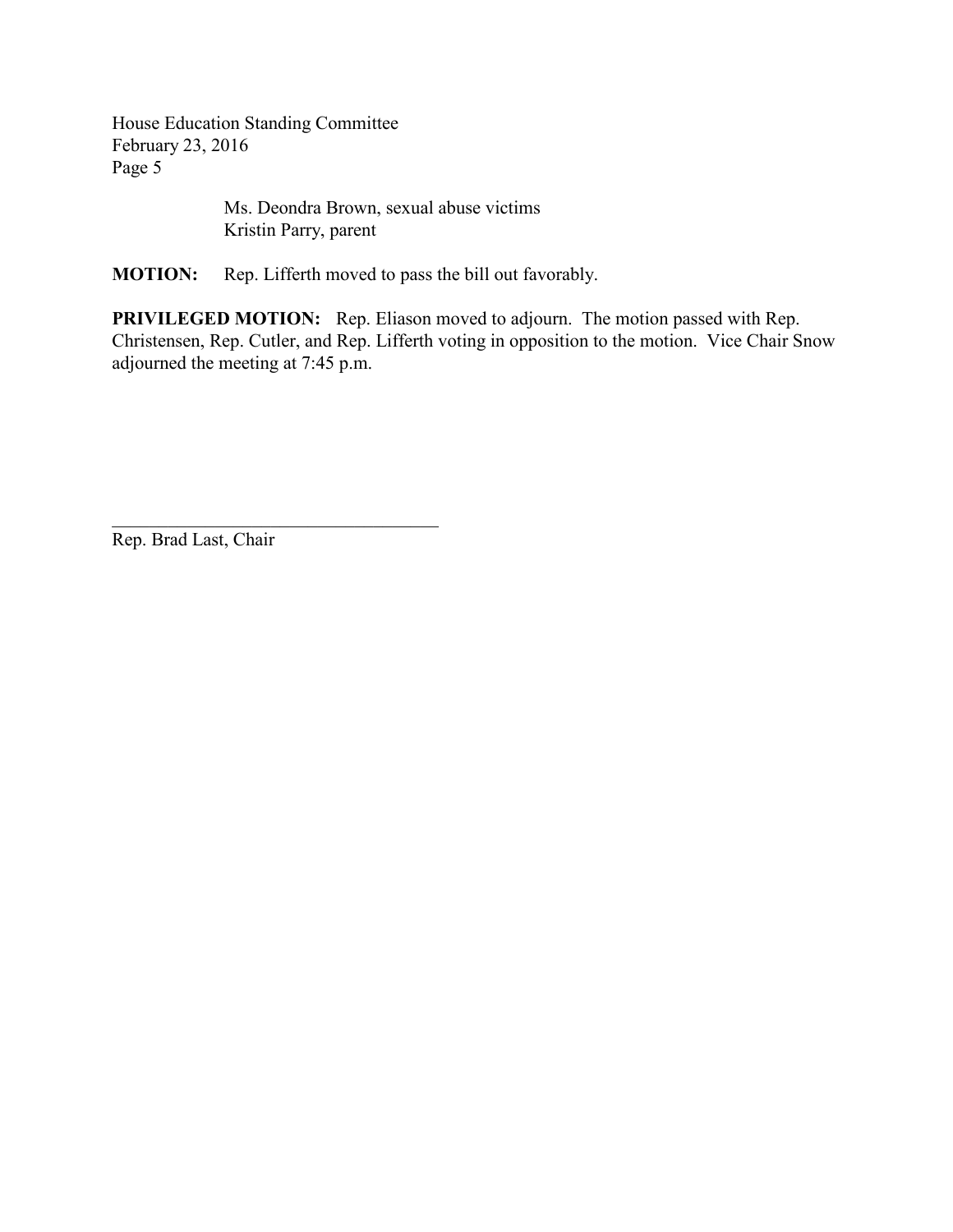Ms. Deondra Brown, sexual abuse victims
Kristin Parry, parent

**MOTION:** Rep. Lifferth moved to pass the bill out favorably.

**PRIVILEGED MOTION:** Rep. Eliason moved to adjourn. The motion passed with Rep. Christensen, Rep. Cutler, and Rep. Lifferth voting in opposition to the motion. Vice Chair Snow adjourned the meeting at 7:45 p.m.

___________________________________

Rep. Brad Last, Chair